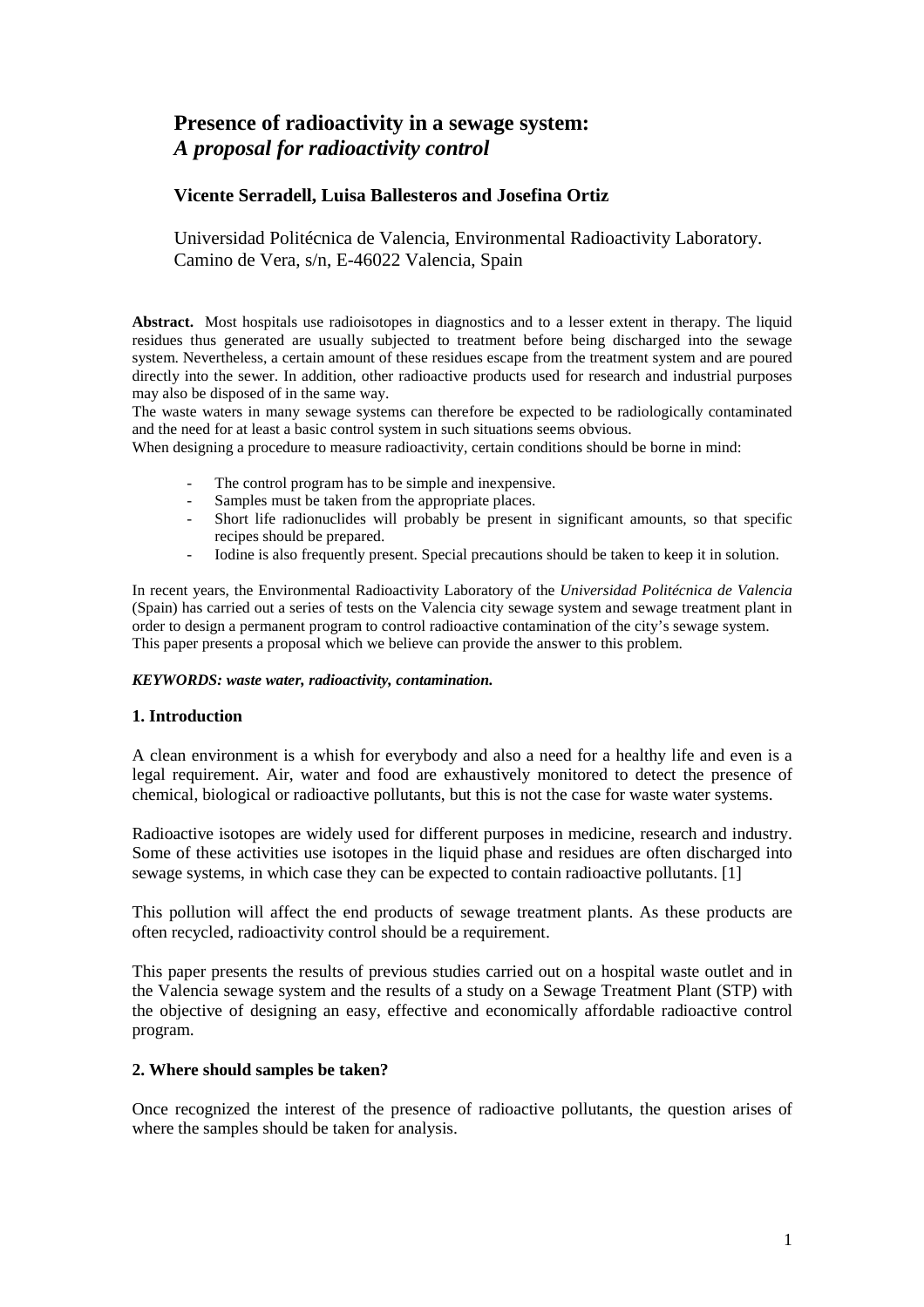# Presence of radioactivity in a sewage system:
## *A proposal for radioactivity control*

### Vicente Serradell, Luisa Ballesteros and Josefina Ortiz

Universidad Politécnica de Valencia, Environmental Radioactivity Laboratory.
Camino de Vera, s/n, E-46022 Valencia, Spain

**Abstract.** Most hospitals use radioisotopes in diagnostics and to a lesser extent in therapy. The liquid residues thus generated are usually subjected to treatment before being discharged into the sewage system. Nevertheless, a certain amount of these residues escape from the treatment system and are poured directly into the sewer. In addition, other radioactive products used for research and industrial purposes may also be disposed of in the same way.
The waste waters in many sewage systems can therefore be expected to be radiologically contaminated and the need for at least a basic control system in such situations seems obvious.
When designing a procedure to measure radioactivity, certain conditions should be borne in mind:

- The control program has to be simple and inexpensive.
- Samples must be taken from the appropriate places.
- Short life radionuclides will probably be present in significant amounts, so that specific recipes should be prepared.
- Iodine is also frequently present. Special precautions should be taken to keep it in solution.

In recent years, the Environmental Radioactivity Laboratory of the *Universidad Politécnica de Valencia* (Spain) has carried out a series of tests on the Valencia city sewage system and sewage treatment plant in order to design a permanent program to control radioactive contamination of the city's sewage system.
This paper presents a proposal which we believe can provide the answer to this problem.

***KEYWORDS: waste water, radioactivity, contamination.***

## 1. Introduction

A clean environment is a whish for everybody and also a need for a healthy life and even is a legal requirement. Air, water and food are exhaustively monitored to detect the presence of chemical, biological or radioactive pollutants, but this is not the case for waste water systems.

Radioactive isotopes are widely used for different purposes in medicine, research and industry. Some of these activities use isotopes in the liquid phase and residues are often discharged into sewage systems, in which case they can be expected to contain radioactive pollutants. [1]

This pollution will affect the end products of sewage treatment plants. As these products are often recycled, radioactivity control should be a requirement.

This paper presents the results of previous studies carried out on a hospital waste outlet and in the Valencia sewage system and the results of a study on a Sewage Treatment Plant (STP) with the objective of designing an easy, effective and economically affordable radioactive control program.

## 2. Where should samples be taken?

Once recognized the interest of the presence of radioactive pollutants, the question arises of where the samples should be taken for analysis.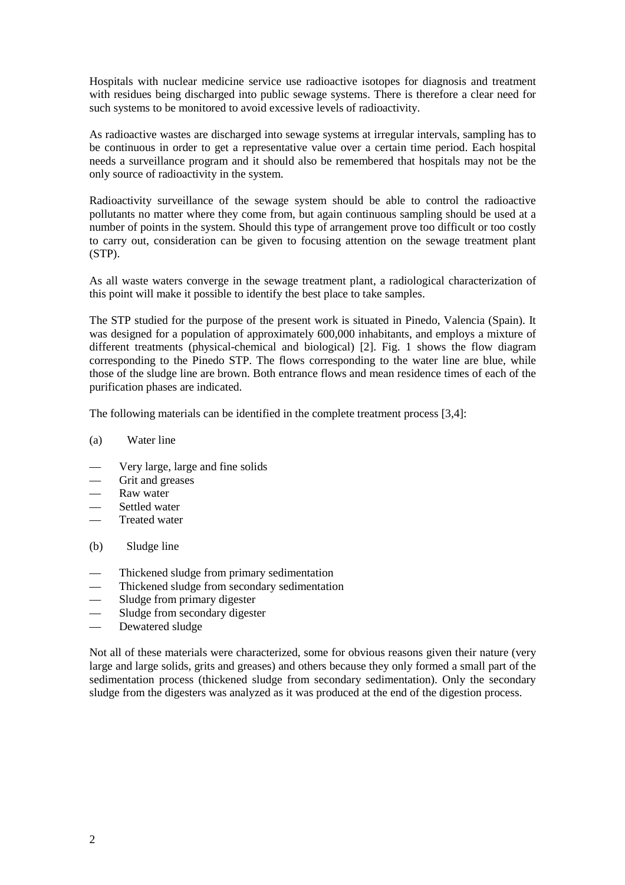Hospitals with nuclear medicine service use radioactive isotopes for diagnosis and treatment with residues being discharged into public sewage systems. There is therefore a clear need for such systems to be monitored to avoid excessive levels of radioactivity.

As radioactive wastes are discharged into sewage systems at irregular intervals, sampling has to be continuous in order to get a representative value over a certain time period. Each hospital needs a surveillance program and it should also be remembered that hospitals may not be the only source of radioactivity in the system.

Radioactivity surveillance of the sewage system should be able to control the radioactive pollutants no matter where they come from, but again continuous sampling should be used at a number of points in the system. Should this type of arrangement prove too difficult or too costly to carry out, consideration can be given to focusing attention on the sewage treatment plant (STP).

As all waste waters converge in the sewage treatment plant, a radiological characterization of this point will make it possible to identify the best place to take samples.

The STP studied for the purpose of the present work is situated in Pinedo, Valencia (Spain). It was designed for a population of approximately 600,000 inhabitants, and employs a mixture of different treatments (physical-chemical and biological) [2]. Fig. 1 shows the flow diagram corresponding to the Pinedo STP. The flows corresponding to the water line are blue, while those of the sludge line are brown. Both entrance flows and mean residence times of each of the purification phases are indicated.

The following materials can be identified in the complete treatment process [3,4]:

(a) Water line

- Very large, large and fine solids
- Grit and greases
- Raw water
- Settled water
- Treated water

(b) Sludge line

- Thickened sludge from primary sedimentation
- Thickened sludge from secondary sedimentation
- Sludge from primary digester
- Sludge from secondary digester
- Dewatered sludge

Not all of these materials were characterized, some for obvious reasons given their nature (very large and large solids, grits and greases) and others because they only formed a small part of the sedimentation process (thickened sludge from secondary sedimentation). Only the secondary sludge from the digesters was analyzed as it was produced at the end of the digestion process.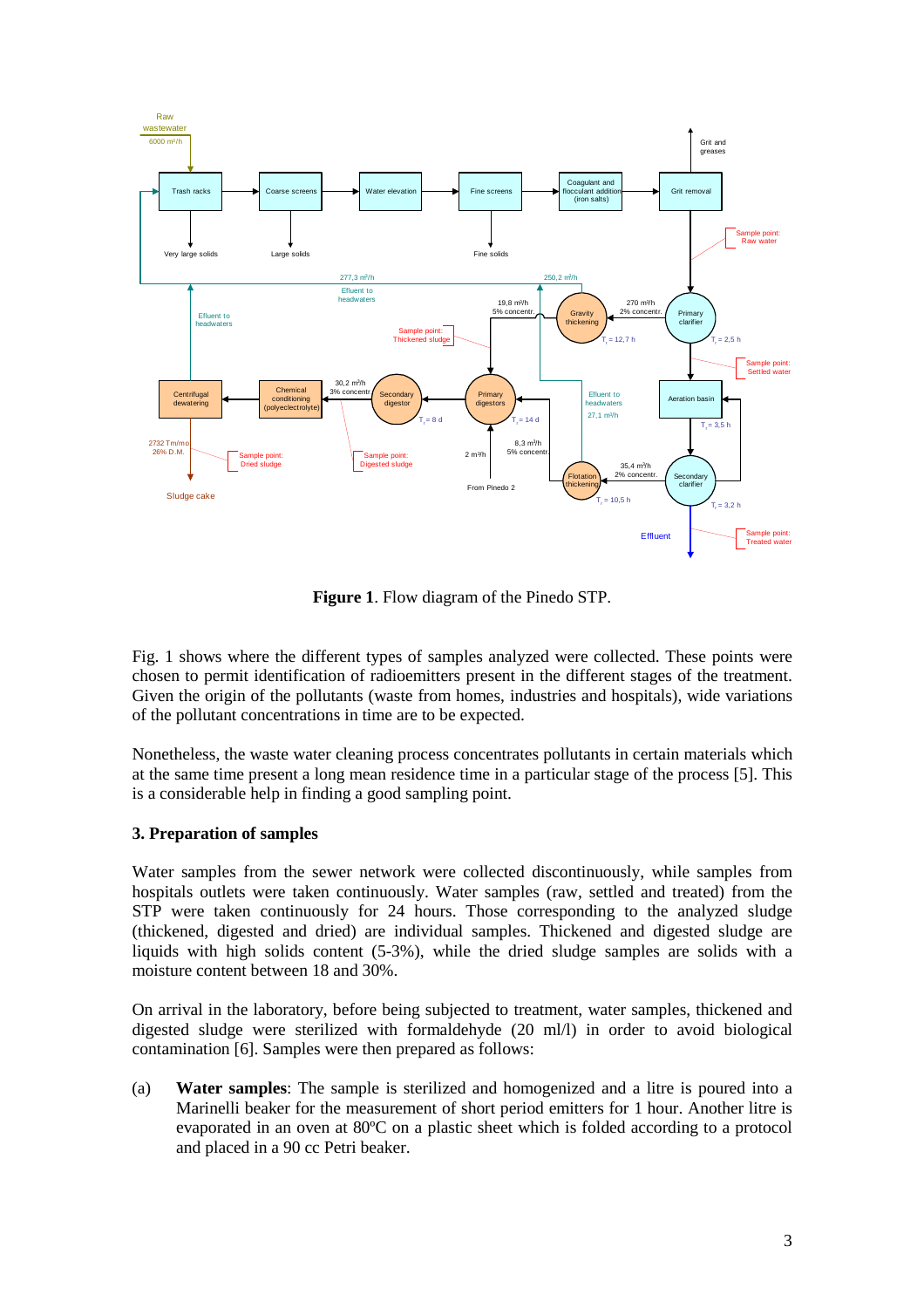**Figure 1**. Flow diagram of the Pinedo STP.

Fig. 1 shows where the different types of samples analyzed were collected. These points were chosen to permit identification of radioemitters present in the different stages of the treatment. Given the origin of the pollutants (waste from homes, industries and hospitals), wide variations of the pollutant concentrations in time are to be expected.

Nonetheless, the waste water cleaning process concentrates pollutants in certain materials which at the same time present a long mean residence time in a particular stage of the process [5]. This is a considerable help in finding a good sampling point.

### 3. Preparation of samples

Water samples from the sewer network were collected discontinuously, while samples from hospitals outlets were taken continuously. Water samples (raw, settled and treated) from the STP were taken continuously for 24 hours. Those corresponding to the analyzed sludge (thickened, digested and dried) are individual samples. Thickened and digested sludge are liquids with high solids content (5-3%), while the dried sludge samples are solids with a moisture content between 18 and 30%.

On arrival in the laboratory, before being subjected to treatment, water samples, thickened and digested sludge were sterilized with formaldehyde (20 ml/l) in order to avoid biological contamination [6]. Samples were then prepared as follows:

(a) **Water samples**: The sample is sterilized and homogenized and a litre is poured into a Marinelli beaker for the measurement of short period emitters for 1 hour. Another litre is evaporated in an oven at 80ºC on a plastic sheet which is folded according to a protocol and placed in a 90 cc Petri beaker.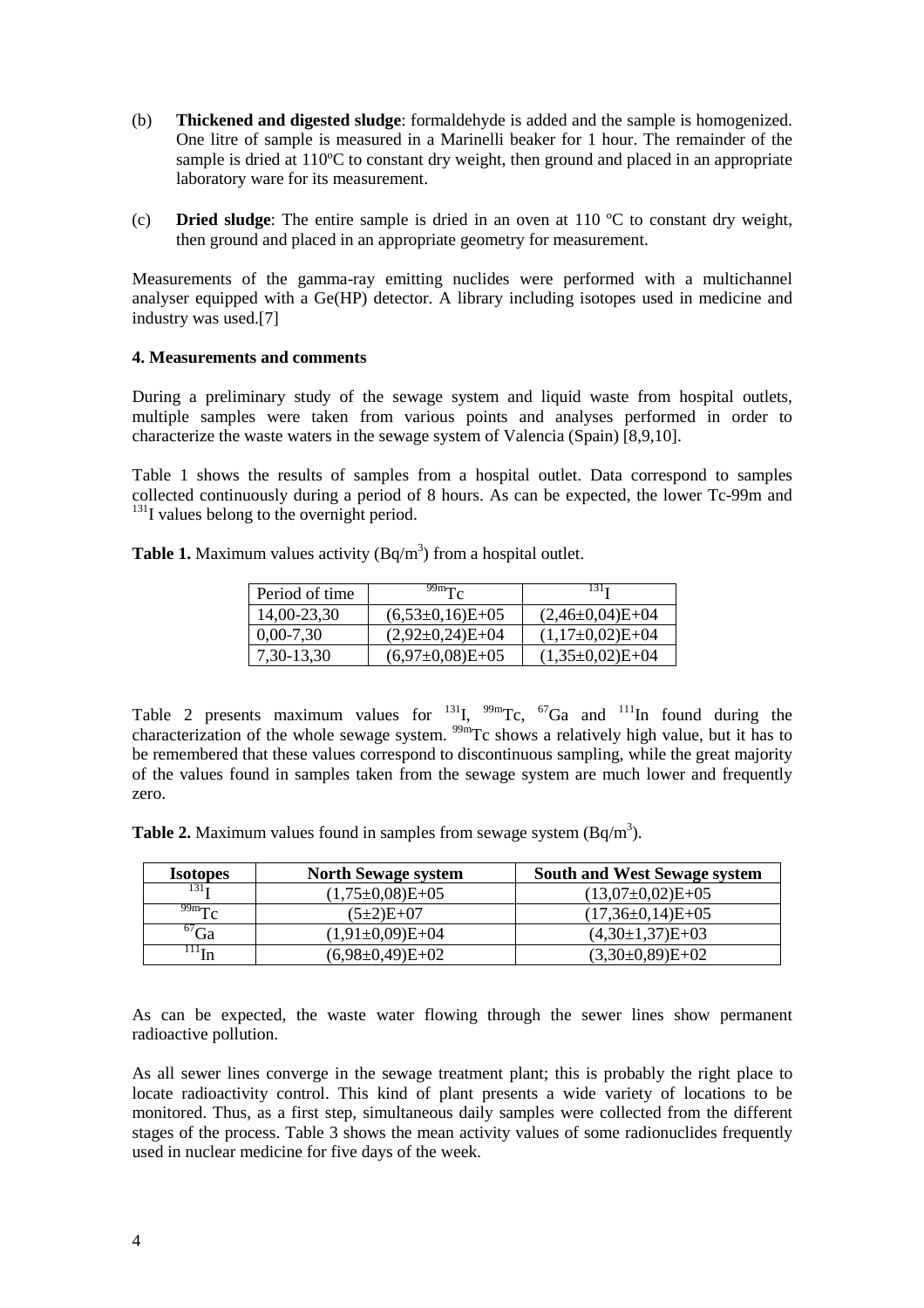(b) **Thickened and digested sludge**: formaldehyde is added and the sample is homogenized. One litre of sample is measured in a Marinelli beaker for 1 hour. The remainder of the sample is dried at 110ºC to constant dry weight, then ground and placed in an appropriate laboratory ware for its measurement.

(c) **Dried sludge**: The entire sample is dried in an oven at 110 ºC to constant dry weight, then ground and placed in an appropriate geometry for measurement.

Measurements of the gamma-ray emitting nuclides were performed with a multichannel analyser equipped with a Ge(HP) detector. A library including isotopes used in medicine and industry was used.[7]

#### 4. Measurements and comments

During a preliminary study of the sewage system and liquid waste from hospital outlets, multiple samples were taken from various points and analyses performed in order to characterize the waste waters in the sewage system of Valencia (Spain) [8,9,10].

Table 1 shows the results of samples from a hospital outlet. Data correspond to samples collected continuously during a period of 8 hours. As can be expected, the lower Tc-99m and $^{131}$I values belong to the overnight period.

**Table 1.** Maximum values activity (Bq/m$^3$) from a hospital outlet.

| Period of time | $^{99m}$Tc | $^{131}$I |
|---|---|---|
| 14,00-23,30 | (6,53±0,16)E+05 | (2,46±0,04)E+04 |
| 0,00-7,30 | (2,92±0,24)E+04 | (1,17±0,02)E+04 |
| 7,30-13,30 | (6,97±0,08)E+05 | (1,35±0,02)E+04 |

Table 2 presents maximum values for $^{131}$I, $^{99m}$Tc, $^{67}$Ga and $^{111}$In found during the characterization of the whole sewage system. $^{99m}$Tc shows a relatively high value, but it has to be remembered that these values correspond to discontinuous sampling, while the great majority of the values found in samples taken from the sewage system are much lower and frequently zero.

**Table 2.** Maximum values found in samples from sewage system (Bq/m$^3$).

| Isotopes | North Sewage system | South and West Sewage system |
|---|---|---|
| $^{131}$I | (1,75±0,08)E+05 | (13,07±0,02)E+05 |
| $^{99m}$Tc | (5±2)E+07 | (17,36±0,14)E+05 |
| $^{67}$Ga | (1,91±0,09)E+04 | (4,30±1,37)E+03 |
| $^{111}$In | (6,98±0,49)E+02 | (3,30±0,89)E+02 |

As can be expected, the waste water flowing through the sewer lines show permanent radioactive pollution.

As all sewer lines converge in the sewage treatment plant; this is probably the right place to locate radioactivity control. This kind of plant presents a wide variety of locations to be monitored. Thus, as a first step, simultaneous daily samples were collected from the different stages of the process. Table 3 shows the mean activity values of some radionuclides frequently used in nuclear medicine for five days of the week.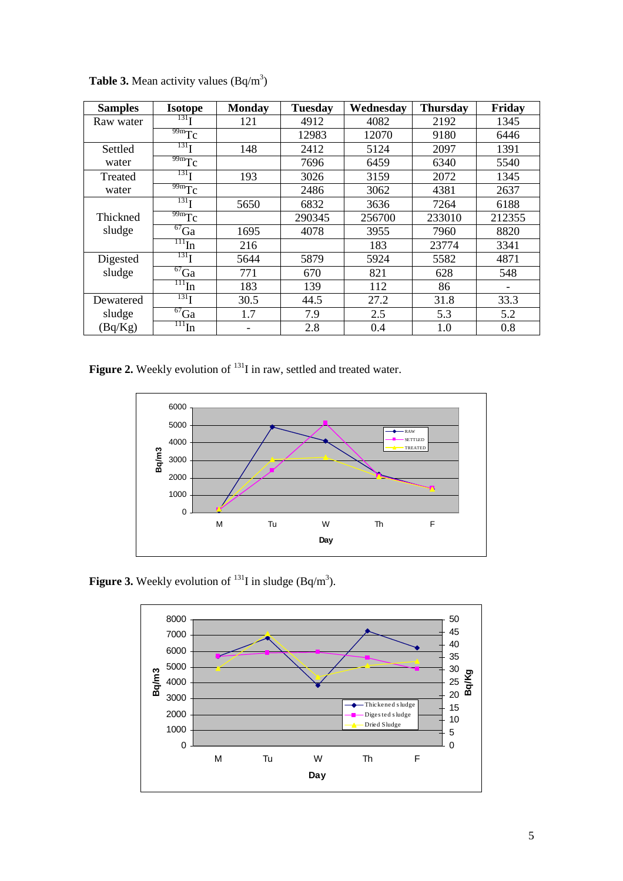**Table 3.** Mean activity values (Bq/m$^3$)

| Samples | Isotope | Monday | Tuesday | Wednesday | Thursday | Friday |
|---|---|---|---|---|---|---|
| Raw water | $^{131}$I | 121 | 4912 | 4082 | 2192 | 1345 |
| | $^{99m}$Tc | | 12983 | 12070 | 9180 | 6446 |
| Settled water | $^{131}$I | 148 | 2412 | 5124 | 2097 | 1391 |
| | $^{99m}$Tc | | 7696 | 6459 | 6340 | 5540 |
| Treated water | $^{131}$I | 193 | 3026 | 3159 | 2072 | 1345 |
| | $^{99m}$Tc | | 2486 | 3062 | 4381 | 2637 |
| Thickned sludge | $^{131}$I | 5650 | 6832 | 3636 | 7264 | 6188 |
| | $^{99m}$Tc | | 290345 | 256700 | 233010 | 212355 |
| | $^{67}$Ga | 1695 | 4078 | 3955 | 7960 | 8820 |
| | $^{111}$In | 216 | | 183 | 23774 | 3341 |
| Digested sludge | $^{131}$I | 5644 | 5879 | 5924 | 5582 | 4871 |
| | $^{67}$Ga | 771 | 670 | 821 | 628 | 548 |
| | $^{111}$In | 183 | 139 | 112 | 86 | - |
| Dewatered sludge (Bq/Kg) | $^{131}$I | 30.5 | 44.5 | 27.2 | 31.8 | 33.3 |
| | $^{67}$Ga | 1.7 | 7.9 | 2.5 | 5.3 | 5.2 |
| | $^{111}$In | - | 2.8 | 0.4 | 1.0 | 0.8 |

**Figure 2.** Weekly evolution of $^{131}$I in raw, settled and treated water.

**Figure 3.** Weekly evolution of $^{131}$I in sludge (Bq/m$^3$).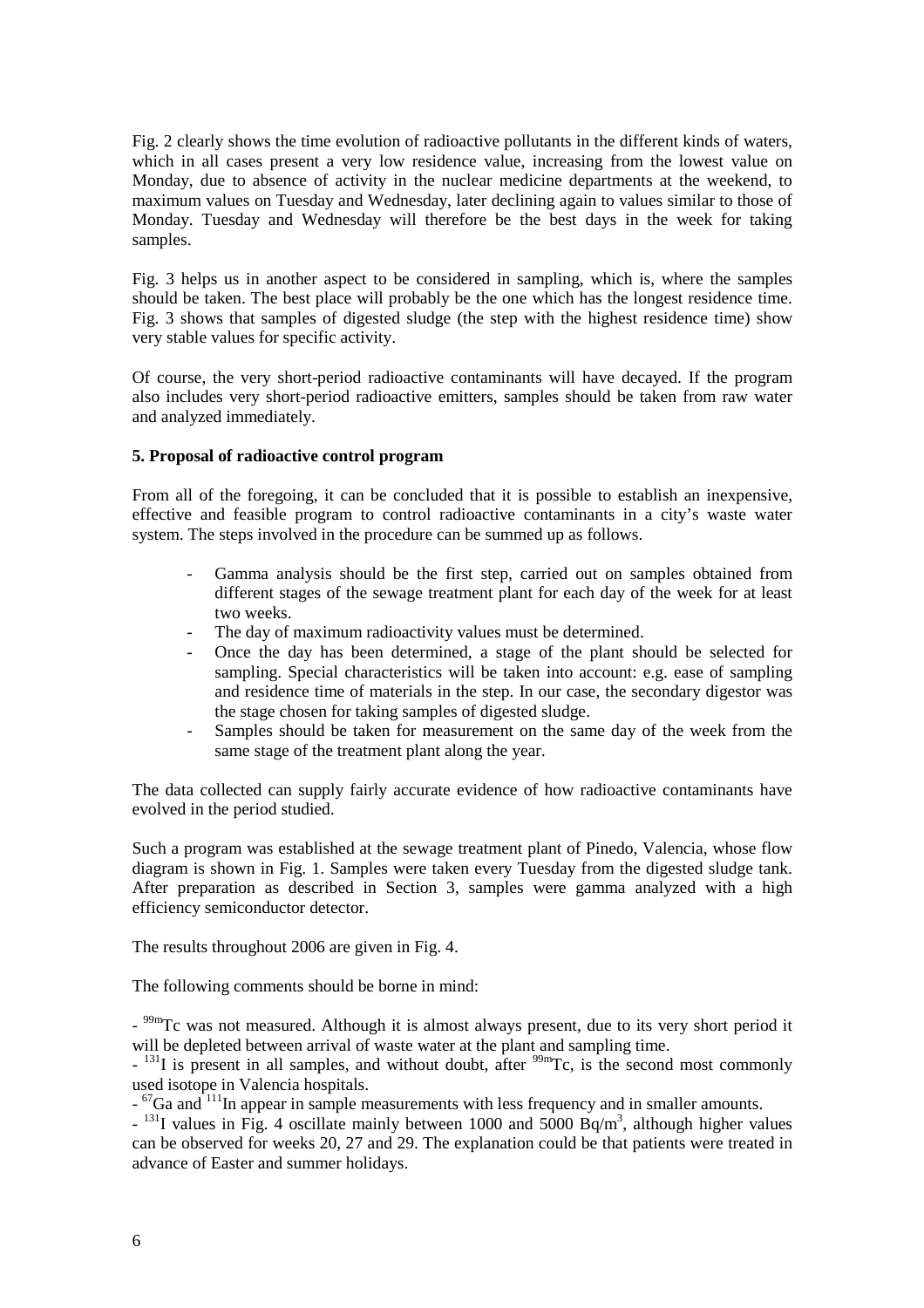Fig. 2 clearly shows the time evolution of radioactive pollutants in the different kinds of waters, which in all cases present a very low residence value, increasing from the lowest value on Monday, due to absence of activity in the nuclear medicine departments at the weekend, to maximum values on Tuesday and Wednesday, later declining again to values similar to those of Monday. Tuesday and Wednesday will therefore be the best days in the week for taking samples.

Fig. 3 helps us in another aspect to be considered in sampling, which is, where the samples should be taken. The best place will probably be the one which has the longest residence time. Fig. 3 shows that samples of digested sludge (the step with the highest residence time) show very stable values for specific activity.

Of course, the very short-period radioactive contaminants will have decayed. If the program also includes very short-period radioactive emitters, samples should be taken from raw water and analyzed immediately.

### 5. Proposal of radioactive control program

From all of the foregoing, it can be concluded that it is possible to establish an inexpensive, effective and feasible program to control radioactive contaminants in a city's waste water system. The steps involved in the procedure can be summed up as follows.

- Gamma analysis should be the first step, carried out on samples obtained from different stages of the sewage treatment plant for each day of the week for at least two weeks.
- The day of maximum radioactivity values must be determined.
- Once the day has been determined, a stage of the plant should be selected for sampling. Special characteristics will be taken into account: e.g. ease of sampling and residence time of materials in the step. In our case, the secondary digestor was the stage chosen for taking samples of digested sludge.
- Samples should be taken for measurement on the same day of the week from the same stage of the treatment plant along the year.

The data collected can supply fairly accurate evidence of how radioactive contaminants have evolved in the period studied.

Such a program was established at the sewage treatment plant of Pinedo, Valencia, whose flow diagram is shown in Fig. 1. Samples were taken every Tuesday from the digested sludge tank. After preparation as described in Section 3, samples were gamma analyzed with a high efficiency semiconductor detector.

The results throughout 2006 are given in Fig. 4.

The following comments should be borne in mind:

- $^{99m}$Tc was not measured. Although it is almost always present, due to its very short period it will be depleted between arrival of waste water at the plant and sampling time.
- $^{131}$I is present in all samples, and without doubt, after $^{99m}$Tc, is the second most commonly used isotope in Valencia hospitals.
- $^{67}$Ga and $^{111}$In appear in sample measurements with less frequency and in smaller amounts.
- $^{131}$I values in Fig. 4 oscillate mainly between 1000 and 5000 Bq/m$^3$, although higher values can be observed for weeks 20, 27 and 29. The explanation could be that patients were treated in advance of Easter and summer holidays.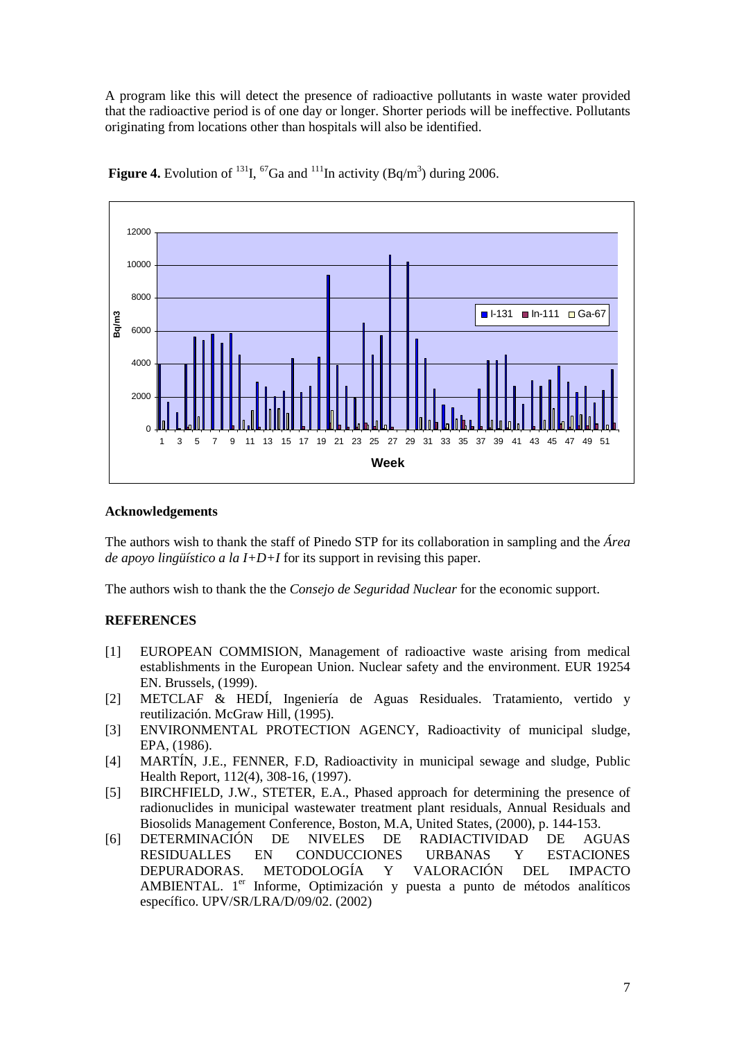A program like this will detect the presence of radioactive pollutants in waste water provided that the radioactive period is of one day or longer. Shorter periods will be ineffective. Pollutants originating from locations other than hospitals will also be identified.

**Figure 4.** Evolution of $^{131}$I, $^{67}$Ga and $^{111}$In activity (Bq/m$^3$) during 2006.

### Acknowledgements

The authors wish to thank the staff of Pinedo STP for its collaboration in sampling and the *Área de apoyo lingüístico a la I+D+I* for its support in revising this paper.

The authors wish to thank the the *Consejo de Seguridad Nuclear* for the economic support.

### REFERENCES

[1] EUROPEAN COMMISION, Management of radioactive waste arising from medical establishments in the European Union. Nuclear safety and the environment. EUR 19254 EN. Brussels, (1999).

[2] METCLAF & HEDÍ, Ingeniería de Aguas Residuales. Tratamiento, vertido y reutilización. McGraw Hill, (1995).

[3] ENVIRONMENTAL PROTECTION AGENCY, Radioactivity of municipal sludge, EPA, (1986).

[4] MARTÍN, J.E., FENNER, F.D, Radioactivity in municipal sewage and sludge, Public Health Report, 112(4), 308-16, (1997).

[5] BIRCHFIELD, J.W., STETER, E.A., Phased approach for determining the presence of radionuclides in municipal wastewater treatment plant residuals, Annual Residuals and Biosolids Management Conference, Boston, M.A, United States, (2000), p. 144-153.

[6] DETERMINACIÓN DE NIVELES DE RADIACTIVIDAD DE AGUAS RESIDUALLES EN CONDUCCIONES URBANAS Y ESTACIONES DEPURADORAS. METODOLOGÍA Y VALORACIÓN DEL IMPACTO AMBIENTAL. 1$^{er}$ Informe, Optimización y puesta a punto de métodos analíticos específico. UPV/SR/LRA/D/09/02. (2002)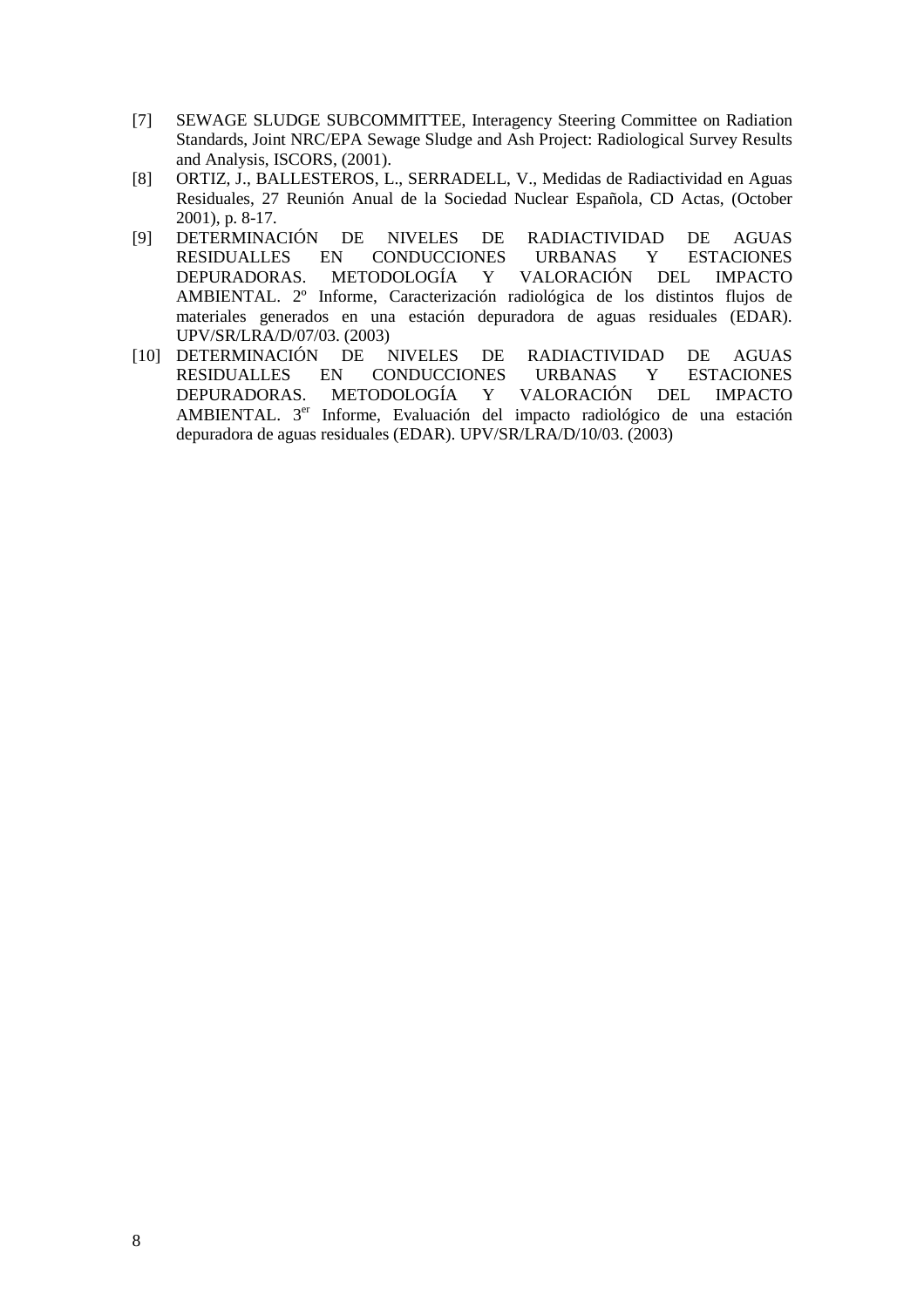[7] SEWAGE SLUDGE SUBCOMMITTEE, Interagency Steering Committee on Radiation Standards, Joint NRC/EPA Sewage Sludge and Ash Project: Radiological Survey Results and Analysis, ISCORS, (2001).

[8] ORTIZ, J., BALLESTEROS, L., SERRADELL, V., Medidas de Radiactividad en Aguas Residuales, 27 Reunión Anual de la Sociedad Nuclear Española, CD Actas, (October 2001), p. 8-17.

[9] DETERMINACIÓN DE NIVELES DE RADIACTIVIDAD DE AGUAS RESIDUALLES EN CONDUCCIONES URBANAS Y ESTACIONES DEPURADORAS. METODOLOGÍA Y VALORACIÓN DEL IMPACTO AMBIENTAL. 2º Informe, Caracterización radiológica de los distintos flujos de materiales generados en una estación depuradora de aguas residuales (EDAR). UPV/SR/LRA/D/07/03. (2003)

[10] DETERMINACIÓN DE NIVELES DE RADIACTIVIDAD DE AGUAS RESIDUALLES EN CONDUCCIONES URBANAS Y ESTACIONES DEPURADORAS. METODOLOGÍA Y VALORACIÓN DEL IMPACTO AMBIENTAL. 3er Informe, Evaluación del impacto radiológico de una estación depuradora de aguas residuales (EDAR). UPV/SR/LRA/D/10/03. (2003)